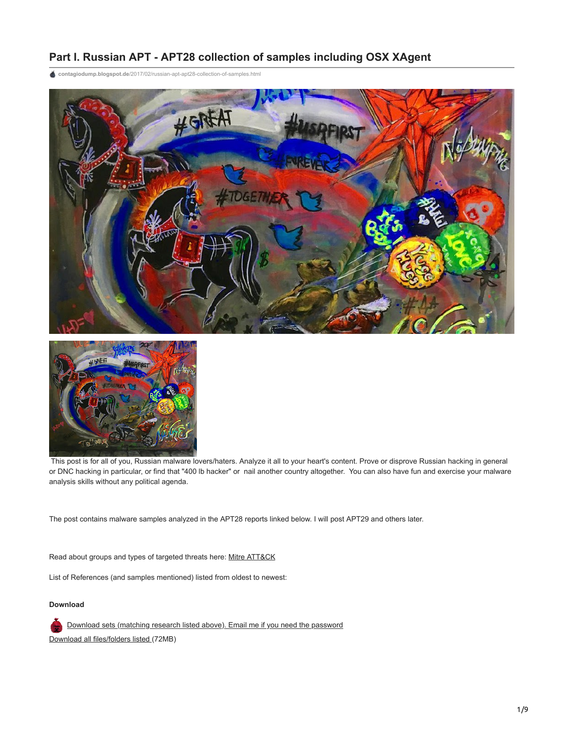# Part I. Russian APT - APT28 collection of samples including OSX XAgent

contagiodump.blogspot.de/2017/02/russian-apt-apt28-collection-of-samples.html

This post is for all of you, Russian malware lovers/haters. Analyze it all to your heart's content. Prove or disprove Russian hacking in general or DNC hacking in particular, or find that "400 lb hacker" or nail another country altogether. You can also have fun and exercise your malware analysis skills without any political agenda.

The post contains malware samples analyzed in the APT28 reports linked below. I will post APT29 and others later.

Read about groups and types of targeted threats here: Mitre ATT&CK

List of References (and samples mentioned) listed from oldest to newest:

**Download**

Download sets (matching research listed above). Email me if you need the password

Download all files/folders listed (72MB)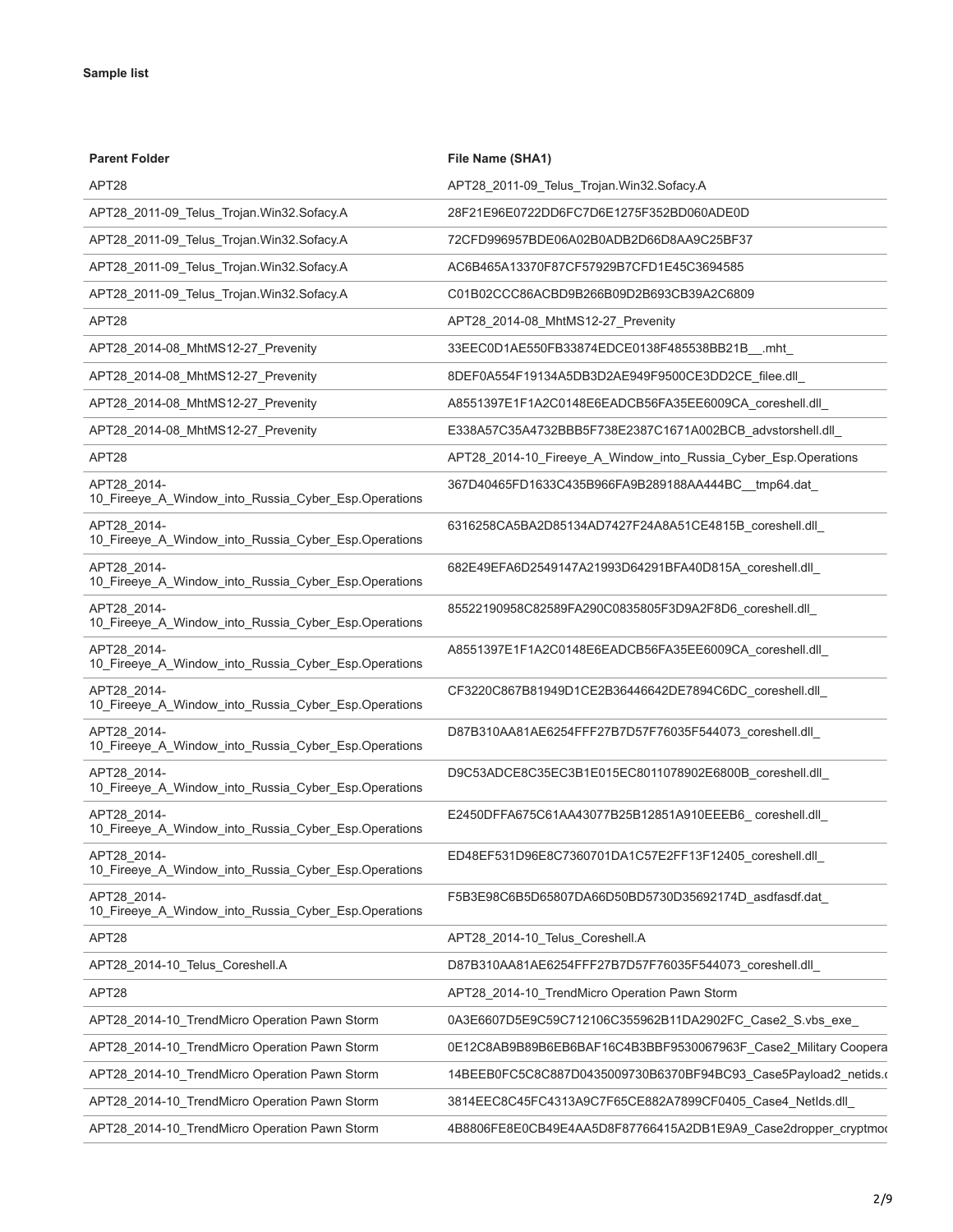**Sample list**

| Parent Folder | File Name (SHA1) |
| --- | --- |
| APT28 | APT28_2011-09_Telus_Trojan.Win32.Sofacy.A |
| APT28_2011-09_Telus_Trojan.Win32.Sofacy.A | 28F21E96E0722DD6FC7D6E1275F352BD060ADE0D |
| APT28_2011-09_Telus_Trojan.Win32.Sofacy.A | 72CFD996957BDE06A02B0ADB2D66D8AA9C25BF37 |
| APT28_2011-09_Telus_Trojan.Win32.Sofacy.A | AC6B465A13370F87CF57929B7CFD1E45C3694585 |
| APT28_2011-09_Telus_Trojan.Win32.Sofacy.A | C01B02CCC86ACBD9B266B09D2B693CB39A2C6809 |
| APT28 | APT28_2014-08_MhtMS12-27_Prevenity |
| APT28_2014-08_MhtMS12-27_Prevenity | 33EEC0D1AE550FB33874EDCE0138F485538BB21B__.mht_ |
| APT28_2014-08_MhtMS12-27_Prevenity | 8DEF0A554F19134A5DB3D2AE949F9500CE3DD2CE_filee.dll_ |
| APT28_2014-08_MhtMS12-27_Prevenity | A8551397E1F1A2C0148E6EADCB56FA35EE6009CA_coreshell.dll_ |
| APT28_2014-08_MhtMS12-27_Prevenity | E338A57C35A4732BBB5F738E2387C1671A002BCB_advstorshell.dll_ |
| APT28 | APT28_2014-10_Fireeye_A_Window_into_Russia_Cyber_Esp.Operations |
| APT28_2014-10_Fireeye_A_Window_into_Russia_Cyber_Esp.Operations | 367D40465FD1633C435B966FA9B289188AA444BC__tmp64.dat_ |
| APT28_2014-10_Fireeye_A_Window_into_Russia_Cyber_Esp.Operations | 6316258CA5BA2D85134AD7427F24A8A51CE4815B_coreshell.dll_ |
| APT28_2014-10_Fireeye_A_Window_into_Russia_Cyber_Esp.Operations | 682E49EFA6D2549147A21993D64291BFA40D815A_coreshell.dll_ |
| APT28_2014-10_Fireeye_A_Window_into_Russia_Cyber_Esp.Operations | 85522190958C82589FA290C0835805F3D9A2F8D6_coreshell.dll_ |
| APT28_2014-10_Fireeye_A_Window_into_Russia_Cyber_Esp.Operations | A8551397E1F1A2C0148E6EADCB56FA35EE6009CA_coreshell.dll_ |
| APT28_2014-10_Fireeye_A_Window_into_Russia_Cyber_Esp.Operations | CF3220C867B81949D1CE2B36446642DE7894C6DC_coreshell.dll_ |
| APT28_2014-10_Fireeye_A_Window_into_Russia_Cyber_Esp.Operations | D87B310AA81AE6254FFF27B7D57F76035F544073_coreshell.dll_ |
| APT28_2014-10_Fireeye_A_Window_into_Russia_Cyber_Esp.Operations | D9C53ADCE8C35EC3B1E015EC8011078902E6800B_coreshell.dll_ |
| APT28_2014-10_Fireeye_A_Window_into_Russia_Cyber_Esp.Operations | E2450DFFA675C61AA43077B25B12851A910EEEB6_ coreshell.dll_ |
| APT28_2014-10_Fireeye_A_Window_into_Russia_Cyber_Esp.Operations | ED48EF531D96E8C7360701DA1C57E2FF13F12405_coreshell.dll_ |
| APT28_2014-10_Fireeye_A_Window_into_Russia_Cyber_Esp.Operations | F5B3E98C6B5D65807DA66D50BD5730D35692174D_asdfasdf.dat_ |
| APT28 | APT28_2014-10_Telus_Coreshell.A |
| APT28_2014-10_Telus_Coreshell.A | D87B310AA81AE6254FFF27B7D57F76035F544073_coreshell.dll_ |
| APT28 | APT28_2014-10_TrendMicro Operation Pawn Storm |
| APT28_2014-10_TrendMicro Operation Pawn Storm | 0A3E6607D5E9C59C712106C355962B11DA2902FC_Case2_S.vbs_exe_ |
| APT28_2014-10_TrendMicro Operation Pawn Storm | 0E12C8AB9B89B6EB6BAF16C4B3BBF9530067963F_Case2_Military Coopera |
| APT28_2014-10_TrendMicro Operation Pawn Storm | 14BEEB0FC5C8C887D0435009730B6370BF94BC93_Case5Payload2_netids.c |
| APT28_2014-10_TrendMicro Operation Pawn Storm | 3814EEC8C45FC4313A9C7F65CE882A7899CF0405_Case4_NetIds.dll_ |
| APT28_2014-10_TrendMicro Operation Pawn Storm | 4B8806FE8E0CB49E4AA5D8F87766415A2DB1E9A9_Case2dropper_cryptmoc |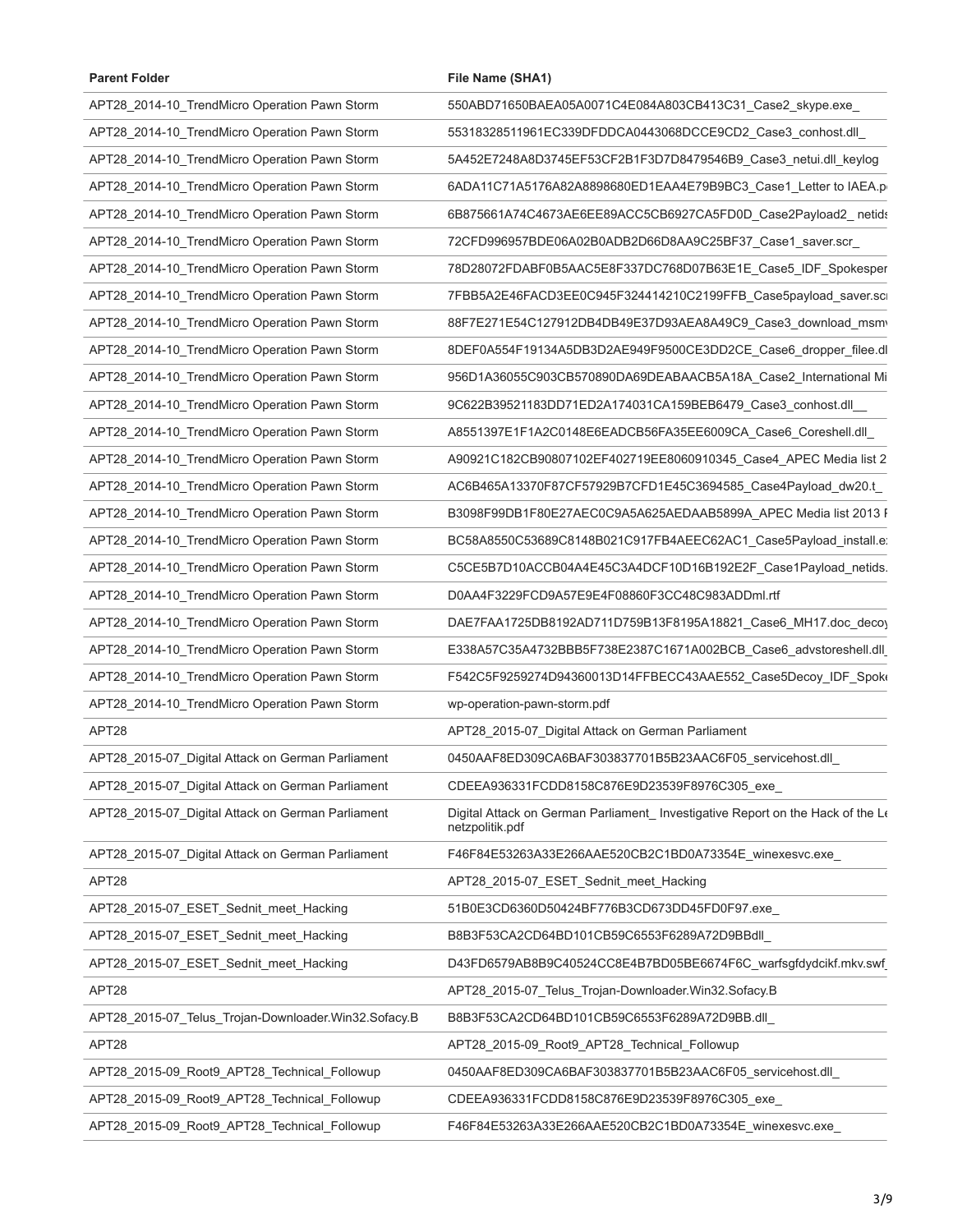| Parent Folder | File Name (SHA1) |
|---|---|
| APT28_2014-10_TrendMicro Operation Pawn Storm | 550ABD71650BAEA05A0071C4E084A803CB413C31_Case2_skype.exe_ |
| APT28_2014-10_TrendMicro Operation Pawn Storm | 55318328511961EC339DFDDCA0443068DCCE9CD2_Case3_conhost.dll_ |
| APT28_2014-10_TrendMicro Operation Pawn Storm | 5A452E7248A8D3745EF53CF2B1F3D7D8479546B9_Case3_netui.dll_keylog |
| APT28_2014-10_TrendMicro Operation Pawn Storm | 6ADA11C71A5176A82A8898680ED1EAA4E79B9BC3_Case1_Letter to IAEA.p |
| APT28_2014-10_TrendMicro Operation Pawn Storm | 6B875661A74C4673AE6EE89ACC5CB6927CA5FD0D_Case2Payload2_ netids |
| APT28_2014-10_TrendMicro Operation Pawn Storm | 72CFD996957BDE06A02B0ADB2D66D8AA9C25BF37_Case1_saver.scr_ |
| APT28_2014-10_TrendMicro Operation Pawn Storm | 78D28072FDABF0B5AAC5E8F337DC768D07B63E1E_Case5_IDF_Spokesper |
| APT28_2014-10_TrendMicro Operation Pawn Storm | 7FBB5A2E46FACD3EE0C945F324414210C2199FFB_Case5payload_saver.sc |
| APT28_2014-10_TrendMicro Operation Pawn Storm | 88F7E271E54C127912DB4DB49E37D93AEA8A49C9_Case3_download_msm |
| APT28_2014-10_TrendMicro Operation Pawn Storm | 8DEF0A554F19134A5DB3D2AE949F9500CE3DD2CE_Case6_dropper_filee.dl |
| APT28_2014-10_TrendMicro Operation Pawn Storm | 956D1A36055C903CB570890DA69DEABAACB5A18A_Case2_International Mi |
| APT28_2014-10_TrendMicro Operation Pawn Storm | 9C622B39521183DD71ED2A174031CA159BEB6479_Case3_conhost.dll__ |
| APT28_2014-10_TrendMicro Operation Pawn Storm | A8551397E1F1A2C0148E6EADCB56FA35EE6009CA_Case6_Coreshell.dll_ |
| APT28_2014-10_TrendMicro Operation Pawn Storm | A90921C182CB90807102EF402719EE8060910345_Case4_APEC Media list 2 |
| APT28_2014-10_TrendMicro Operation Pawn Storm | AC6B465A13370F87CF57929B7CFD1E45C3694585_Case4Payload_dw20.t_ |
| APT28_2014-10_TrendMicro Operation Pawn Storm | B3098F99DB1F80E27AEC0C9A5A625AEDAAB5899A_APEC Media list 2013 |
| APT28_2014-10_TrendMicro Operation Pawn Storm | BC58A8550C53689C8148B021C917FB4AEEC62AC1_Case5Payload_install.e |
| APT28_2014-10_TrendMicro Operation Pawn Storm | C5CE5B7D10ACCB04A4E45C3A4DCF10D16B192E2F_Case1Payload_netids. |
| APT28_2014-10_TrendMicro Operation Pawn Storm | D0AA4F3229FCD9A57E9E4F08860F3CC48C983ADDml.rtf |
| APT28_2014-10_TrendMicro Operation Pawn Storm | DAE7FAA1725DB8192AD711D759B13F8195A18821_Case6_MH17.doc_deco |
| APT28_2014-10_TrendMicro Operation Pawn Storm | E338A57C35A4732BBB5F738E2387C1671A002BCB_Case6_advstoreshell.dll |
| APT28_2014-10_TrendMicro Operation Pawn Storm | F542C5F9259274D94360013D14FFBECC43AAE552_Case5Decoy_IDF_Spok |
| APT28_2014-10_TrendMicro Operation Pawn Storm | wp-operation-pawn-storm.pdf |
| APT28 | APT28_2015-07_Digital Attack on German Parliament |
| APT28_2015-07_Digital Attack on German Parliament | 0450AAF8ED309CA6BAF303837701B5B23AAC6F05_servicehost.dll_ |
| APT28_2015-07_Digital Attack on German Parliament | CDEEA936331FCDD8158C876E9D23539F8976C305_exe_ |
| APT28_2015-07_Digital Attack on German Parliament | Digital Attack on German Parliament_ Investigative Report on the Hack of the L netzpolitik.pdf |
| APT28_2015-07_Digital Attack on German Parliament | F46F84E53263A33E266AAE520CB2C1BD0A73354E_winexesvc.exe_ |
| APT28 | APT28_2015-07_ESET_Sednit_meet_Hacking |
| APT28_2015-07_ESET_Sednit_meet_Hacking | 51B0E3CD6360D50424BF776B3CD673DD45FD0F97.exe_ |
| APT28_2015-07_ESET_Sednit_meet_Hacking | B8B3F53CA2CD64BD101CB59C6553F6289A72D9BBdll_ |
| APT28_2015-07_ESET_Sednit_meet_Hacking | D43FD6579AB8B9C40524CC8E4B7BD05BE6674F6C_warfsgfdydcikf.mkv.swf |
| APT28 | APT28_2015-07_Telus_Trojan-Downloader.Win32.Sofacy.B |
| APT28_2015-07_Telus_Trojan-Downloader.Win32.Sofacy.B | B8B3F53CA2CD64BD101CB59C6553F6289A72D9BB.dll_ |
| APT28 | APT28_2015-09_Root9_APT28_Technical_Followup |
| APT28_2015-09_Root9_APT28_Technical_Followup | 0450AAF8ED309CA6BAF303837701B5B23AAC6F05_servicehost.dll_ |
| APT28_2015-09_Root9_APT28_Technical_Followup | CDEEA936331FCDD8158C876E9D23539F8976C305_exe_ |
| APT28_2015-09_Root9_APT28_Technical_Followup | F46F84E53263A33E266AAE520CB2C1BD0A73354E_winexesvc.exe_ |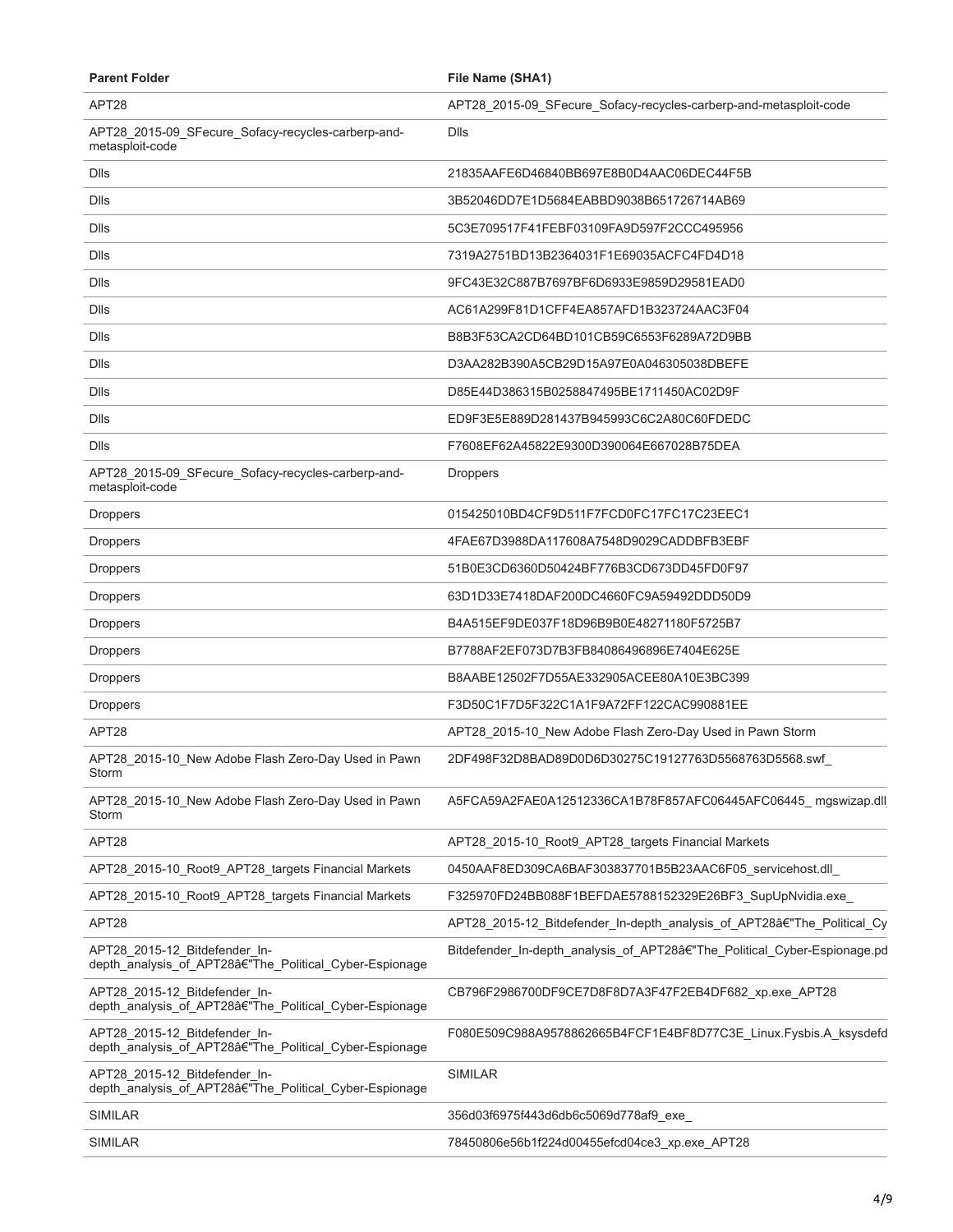| Parent Folder | File Name (SHA1) |
|---|---|
| APT28 | APT28_2015-09_SFecure_Sofacy-recycles-carberp-and-metasploit-code |
| APT28_2015-09_SFecure_Sofacy-recycles-carberp-and-metasploit-code | Dlls |
| Dlls | 21835AAFE6D46840BB697E8B0D4AAC06DEC44F5B |
| Dlls | 3B52046DD7E1D5684EABBD9038B651726714AB69 |
| Dlls | 5C3E709517F41FEBF03109FA9D597F2CCC495956 |
| Dlls | 7319A2751BD13B2364031F1E69035ACFC4FD4D18 |
| Dlls | 9FC43E32C887B7697BF6D6933E9859D29581EAD0 |
| Dlls | AC61A299F81D1CFF4EA857AFD1B323724AAC3F04 |
| Dlls | B8B3F53CA2CD64BD101CB59C6553F6289A72D9BB |
| Dlls | D3AA282B390A5CB29D15A97E0A046305038DBEFE |
| Dlls | D85E44D386315B0258847495BE1711450AC02D9F |
| Dlls | ED9F3E5E889D281437B945993C6C2A80C60FDEDC |
| Dlls | F7608EF62A45822E9300D390064E667028B75DEA |
| APT28_2015-09_SFecure_Sofacy-recycles-carberp-and-metasploit-code | Droppers |
| Droppers | 015425010BD4CF9D511F7FCD0FC17FC17C23EEC1 |
| Droppers | 4FAE67D3988DA117608A7548D9029CADDBFB3EBF |
| Droppers | 51B0E3CD6360D50424BF776B3CD673DD45FD0F97 |
| Droppers | 63D1D33E7418DAF200DC4660FC9A59492DDD50D9 |
| Droppers | B4A515EF9DE037F18D96B9B0E48271180F5725B7 |
| Droppers | B7788AF2EF073D7B3FB84086496896E7404E625E |
| Droppers | B8AABE12502F7D55AE332905ACEE80A10E3BC399 |
| Droppers | F3D50C1F7D5F322C1A1F9A72FF122CAC990881EE |
| APT28 | APT28_2015-10_New Adobe Flash Zero-Day Used in Pawn Storm |
| APT28_2015-10_New Adobe Flash Zero-Day Used in Pawn Storm | 2DF498F32D8BAD89D0D6D30275C19127763D5568763D5568.swf_ |
| APT28_2015-10_New Adobe Flash Zero-Day Used in Pawn Storm | A5FCA59A2FAE0A12512336CA1B78F857AFC06445AFC06445_ mgswizap.dll |
| APT28 | APT28_2015-10_Root9_APT28_targets Financial Markets |
| APT28_2015-10_Root9_APT28_targets Financial Markets | 0450AAF8ED309CA6BAF303837701B5B23AAC6F05_servicehost.dll_ |
| APT28_2015-10_Root9_APT28_targets Financial Markets | F325970FD24BB088F1BEFDAE5788152329E26BF3_SupUpNvidia.exe_ |
| APT28 | APT28_2015-12_Bitdefender_In-depth_analysis_of_APT28â€"The_Political_Cy |
| APT28_2015-12_Bitdefender_In-depth_analysis_of_APT28â€"The_Political_Cyber-Espionage | Bitdefender_In-depth_analysis_of_APT28â€"The_Political_Cyber-Espionage.pd |
| APT28_2015-12_Bitdefender_In-depth_analysis_of_APT28â€"The_Political_Cyber-Espionage | CB796F2986700DF9CE7D8F8D7A3F47F2EB4DF682_xp.exe_APT28 |
| APT28_2015-12_Bitdefender_In-depth_analysis_of_APT28â€"The_Political_Cyber-Espionage | F080E509C988A9578862665B4FCF1E4BF8D77C3E_Linux.Fysbis.A_ksysdefd |
| APT28_2015-12_Bitdefender_In-depth_analysis_of_APT28â€"The_Political_Cyber-Espionage | SIMILAR |
| SIMILAR | 356d03f6975f443d6db6c5069d778af9_exe_ |
| SIMILAR | 78450806e56b1f224d00455efcd04ce3_xp.exe_APT28 |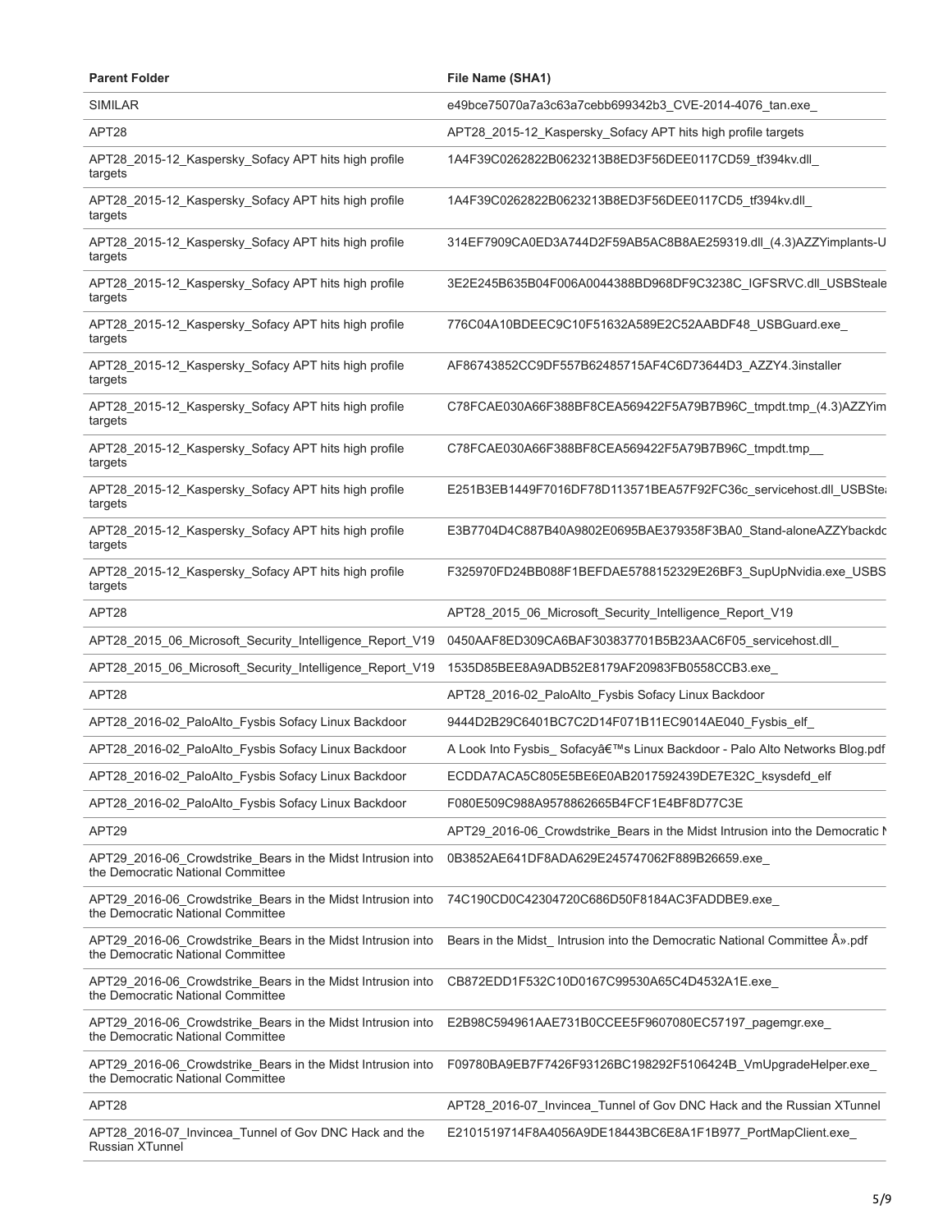| Parent Folder | File Name (SHA1) |
| --- | --- |
| SIMILAR | e49bce75070a7a3c63a7cebb699342b3_CVE-2014-4076_tan.exe_ |
| APT28 | APT28_2015-12_Kaspersky_Sofacy APT hits high profile targets |
| APT28_2015-12_Kaspersky_Sofacy APT hits high profile targets | 1A4F39C0262822B0623213B8ED3F56DEE0117CD59_tf394kv.dll_ |
| APT28_2015-12_Kaspersky_Sofacy APT hits high profile targets | 1A4F39C0262822B0623213B8ED3F56DEE0117CD5_tf394kv.dll_ |
| APT28_2015-12_Kaspersky_Sofacy APT hits high profile targets | 314EF7909CA0ED3A744D2F59AB5AC8B8AE259319.dll_(4.3)AZZYimplants-U |
| APT28_2015-12_Kaspersky_Sofacy APT hits high profile targets | 3E2E245B635B04F006A0044388BD968DF9C3238C_IGFSRVC.dll_USBSteale |
| APT28_2015-12_Kaspersky_Sofacy APT hits high profile targets | 776C04A10BDEEC9C10F51632A589E2C52AABDF48_USBGuard.exe_ |
| APT28_2015-12_Kaspersky_Sofacy APT hits high profile targets | AF86743852CC9DF557B62485715AF4C6D73644D3_AZZY4.3installer |
| APT28_2015-12_Kaspersky_Sofacy APT hits high profile targets | C78FCAE030A66F388BF8CEA569422F5A79B7B96C_tmpdt.tmp_(4.3)AZZYim |
| APT28_2015-12_Kaspersky_Sofacy APT hits high profile targets | C78FCAE030A66F388BF8CEA569422F5A79B7B96C_tmpdt.tmp__ |
| APT28_2015-12_Kaspersky_Sofacy APT hits high profile targets | E251B3EB1449F7016DF78D113571BEA57F92FC36c_servicehost.dll_USBSte |
| APT28_2015-12_Kaspersky_Sofacy APT hits high profile targets | E3B7704D4C887B40A9802E0695BAE379358F3BA0_Stand-aloneAZZYbackdo |
| APT28_2015-12_Kaspersky_Sofacy APT hits high profile targets | F325970FD24BB088F1BEFDAE5788152329E26BF3_SupUpNvidia.exe_USBS |
| APT28 | APT28_2015_06_Microsoft_Security_Intelligence_Report_V19 |
| APT28_2015_06_Microsoft_Security_Intelligence_Report_V19 | 0450AAF8ED309CA6BAF303837701B5B23AAC6F05_servicehost.dll_ |
| APT28_2015_06_Microsoft_Security_Intelligence_Report_V19 | 1535D85BEE8A9ADB52E8179AF20983FB0558CCB3.exe_ |
| APT28 | APT28_2016-02_PaloAlto_Fysbis Sofacy Linux Backdoor |
| APT28_2016-02_PaloAlto_Fysbis Sofacy Linux Backdoor | 9444D2B29C6401BC7C2D14F071B11EC9014AE040_Fysbis_elf_ |
| APT28_2016-02_PaloAlto_Fysbis Sofacy Linux Backdoor | A Look Into Fysbis_ Sofacyâ€™s Linux Backdoor - Palo Alto Networks Blog.pdf |
| APT28_2016-02_PaloAlto_Fysbis Sofacy Linux Backdoor | ECDDA7ACA5C805E5BE6E0AB2017592439DE7E32C_ksysdefd_elf |
| APT28_2016-02_PaloAlto_Fysbis Sofacy Linux Backdoor | F080E509C988A9578862665B4FCF1E4BF8D77C3E |
| APT29 | APT29_2016-06_Crowdstrike_Bears in the Midst Intrusion into the Democratic N |
| APT29_2016-06_Crowdstrike_Bears in the Midst Intrusion into the Democratic National Committee | 0B3852AE641DF8ADA629E245747062F889B26659.exe_ |
| APT29_2016-06_Crowdstrike_Bears in the Midst Intrusion into the Democratic National Committee | 74C190CD0C42304720C686D50F8184AC3FADDBE9.exe_ |
| APT29_2016-06_Crowdstrike_Bears in the Midst Intrusion into the Democratic National Committee | Bears in the Midst_ Intrusion into the Democratic National Committee Â».pdf |
| APT29_2016-06_Crowdstrike_Bears in the Midst Intrusion into the Democratic National Committee | CB872EDD1F532C10D0167C99530A65C4D4532A1E.exe_ |
| APT29_2016-06_Crowdstrike_Bears in the Midst Intrusion into the Democratic National Committee | E2B98C594961AAE731B0CCEE5F9607080EC57197_pagemgr.exe_ |
| APT29_2016-06_Crowdstrike_Bears in the Midst Intrusion into the Democratic National Committee | F09780BA9EB7F7426F93126BC198292F5106424B_VmUpgradeHelper.exe_ |
| APT28 | APT28_2016-07_Invincea_Tunnel of Gov DNC Hack and the Russian XTunnel |
| APT28_2016-07_Invincea_Tunnel of Gov DNC Hack and the Russian XTunnel | E2101519714F8A4056A9DE18443BC6E8A1F1B977_PortMapClient.exe_ |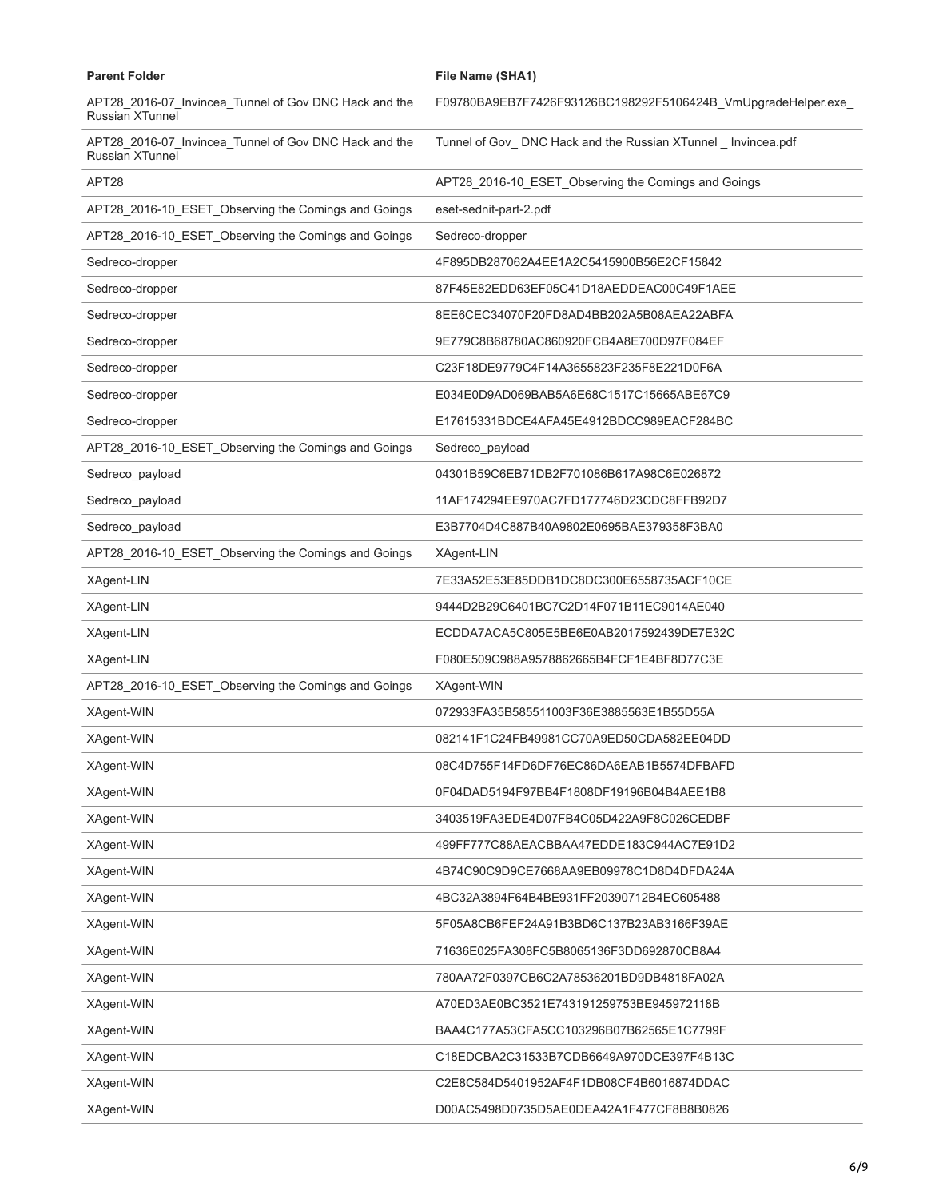| Parent Folder | File Name (SHA1) |
|---|---|
| APT28_2016-07_Invincea_Tunnel of Gov DNC Hack and the Russian XTunnel | F09780BA9EB7F7426F93126BC198292F5106424B_VmUpgradeHelper.exe_ |
| APT28_2016-07_Invincea_Tunnel of Gov DNC Hack and the Russian XTunnel | Tunnel of Gov_ DNC Hack and the Russian XTunnel _ Invincea.pdf |
| APT28 | APT28_2016-10_ESET_Observing the Comings and Goings |
| APT28_2016-10_ESET_Observing the Comings and Goings | eset-sednit-part-2.pdf |
| APT28_2016-10_ESET_Observing the Comings and Goings | Sedreco-dropper |
| Sedreco-dropper | 4F895DB287062A4EE1A2C5415900B56E2CF15842 |
| Sedreco-dropper | 87F45E82EDD63EF05C41D18AEDDEAC00C49F1AEE |
| Sedreco-dropper | 8EE6CEC34070F20FD8AD4BB202A5B08AEA22ABFA |
| Sedreco-dropper | 9E779C8B68780AC860920FCB4A8E700D97F084EF |
| Sedreco-dropper | C23F18DE9779C4F14A3655823F235F8E221D0F6A |
| Sedreco-dropper | E034E0D9AD069BAB5A6E68C1517C15665ABE67C9 |
| Sedreco-dropper | E17615331BDCE4AFA45E4912BDCC989EACF284BC |
| APT28_2016-10_ESET_Observing the Comings and Goings | Sedreco_payload |
| Sedreco_payload | 04301B59C6EB71DB2F701086B617A98C6E026872 |
| Sedreco_payload | 11AF174294EE970AC7FD177746D23CDC8FFB92D7 |
| Sedreco_payload | E3B7704D4C887B40A9802E0695BAE379358F3BA0 |
| APT28_2016-10_ESET_Observing the Comings and Goings | XAgent-LIN |
| XAgent-LIN | 7E33A52E53E85DDB1DC8DC300E6558735ACF10CE |
| XAgent-LIN | 9444D2B29C6401BC7C2D14F071B11EC9014AE040 |
| XAgent-LIN | ECDDA7ACA5C805E5BE6E0AB2017592439DE7E32C |
| XAgent-LIN | F080E509C988A9578862665B4FCF1E4BF8D77C3E |
| APT28_2016-10_ESET_Observing the Comings and Goings | XAgent-WIN |
| XAgent-WIN | 072933FA35B585511003F36E3885563E1B55D55A |
| XAgent-WIN | 082141F1C24FB49981CC70A9ED50CDA582EE04DD |
| XAgent-WIN | 08C4D755F14FD6DF76EC86DA6EAB1B5574DFBAFD |
| XAgent-WIN | 0F04DAD5194F97BB4F1808DF19196B04B4AEE1B8 |
| XAgent-WIN | 3403519FA3EDE4D07FB4C05D422A9F8C026CEDBF |
| XAgent-WIN | 499FF777C88AEACBBAA47EDDE183C944AC7E91D2 |
| XAgent-WIN | 4B74C90C9D9CE7668AA9EB09978C1D8D4DFDA24A |
| XAgent-WIN | 4BC32A3894F64B4BE931FF20390712B4EC605488 |
| XAgent-WIN | 5F05A8CB6FEF24A91B3BD6C137B23AB3166F39AE |
| XAgent-WIN | 71636E025FA308FC5B8065136F3DD692870CB8A4 |
| XAgent-WIN | 780AA72F0397CB6C2A78536201BD9DB4818FA02A |
| XAgent-WIN | A70ED3AE0BC3521E743191259753BE945972118B |
| XAgent-WIN | BAA4C177A53CFA5CC103296B07B62565E1C7799F |
| XAgent-WIN | C18EDCBA2C31533B7CDB6649A970DCE397F4B13C |
| XAgent-WIN | C2E8C584D5401952AF4F1DB08CF4B6016874DDAC |
| XAgent-WIN | D00AC5498D0735D5AE0DEA42A1F477CF8B8B0826 |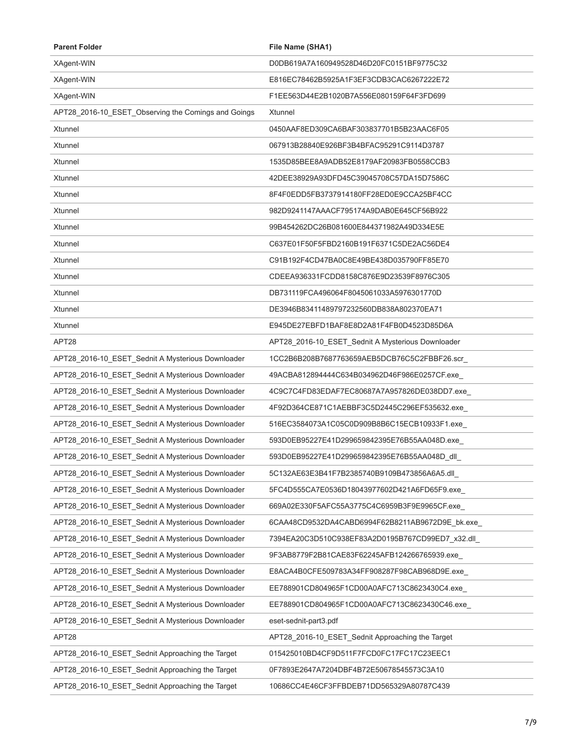| Parent Folder | File Name (SHA1) |
| --- | --- |
| XAgent-WIN | D0DB619A7A160949528D46D20FC0151BF9775C32 |
| XAgent-WIN | E816EC78462B5925A1F3EF3CDB3CAC6267222E72 |
| XAgent-WIN | F1EE563D44E2B1020B7A556E080159F64F3FD699 |
| APT28_2016-10_ESET_Observing the Comings and Goings | Xtunnel |
| Xtunnel | 0450AAF8ED309CA6BAF303837701B5B23AAC6F05 |
| Xtunnel | 067913B28840E926BF3B4BFAC95291C9114D3787 |
| Xtunnel | 1535D85BEE8A9ADB52E8179AF20983FB0558CCB3 |
| Xtunnel | 42DEE38929A93DFD45C39045708C57DA15D7586C |
| Xtunnel | 8F4F0EDD5FB3737914180FF28ED0E9CCA25BF4CC |
| Xtunnel | 982D9241147AAACF795174A9DAB0E645CF56B922 |
| Xtunnel | 99B454262DC26B081600E844371982A49D334E5E |
| Xtunnel | C637E01F50F5FBD2160B191F6371C5DE2AC56DE4 |
| Xtunnel | C91B192F4CD47BA0C8E49BE438D035790FF85E70 |
| Xtunnel | CDEEA936331FCDD8158C876E9D23539F8976C305 |
| Xtunnel | DB731119FCA496064F8045061033A5976301770D |
| Xtunnel | DE3946B83411489797232560DB838A802370EA71 |
| Xtunnel | E945DE27EBFD1BAF8E8D2A81F4FB0D4523D85D6A |
| APT28 | APT28_2016-10_ESET_Sednit A Mysterious Downloader |
| APT28_2016-10_ESET_Sednit A Mysterious Downloader | 1CC2B6B208B7687763659AEB5DCB76C5C2FBBF26.scr_ |
| APT28_2016-10_ESET_Sednit A Mysterious Downloader | 49ACBA812894444C634B034962D46F986E0257CF.exe_ |
| APT28_2016-10_ESET_Sednit A Mysterious Downloader | 4C9C7C4FD83EDAF7EC80687A7A957826DE038DD7.exe_ |
| APT28_2016-10_ESET_Sednit A Mysterious Downloader | 4F92D364CE871C1AEBBF3C5D2445C296EF535632.exe_ |
| APT28_2016-10_ESET_Sednit A Mysterious Downloader | 516EC3584073A1C05C0D909B8B6C15ECB10933F1.exe_ |
| APT28_2016-10_ESET_Sednit A Mysterious Downloader | 593D0EB95227E41D299659842395E76B55AA048D.exe_ |
| APT28_2016-10_ESET_Sednit A Mysterious Downloader | 593D0EB95227E41D299659842395E76B55AA048D_dll_ |
| APT28_2016-10_ESET_Sednit A Mysterious Downloader | 5C132AE63E3B41F7B2385740B9109B473856A6A5.dll_ |
| APT28_2016-10_ESET_Sednit A Mysterious Downloader | 5FC4D555CA7E0536D18043977602D421A6FD65F9.exe_ |
| APT28_2016-10_ESET_Sednit A Mysterious Downloader | 669A02E330F5AFC55A3775C4C6959B3F9E9965CF.exe_ |
| APT28_2016-10_ESET_Sednit A Mysterious Downloader | 6CAA48CD9532DA4CABD6994F62B8211AB9672D9E_bk.exe_ |
| APT28_2016-10_ESET_Sednit A Mysterious Downloader | 7394EA20C3D510C938EF83A2D0195B767CD99ED7_x32.dll_ |
| APT28_2016-10_ESET_Sednit A Mysterious Downloader | 9F3AB8779F2B81CAE83F62245AFB124266765939.exe_ |
| APT28_2016-10_ESET_Sednit A Mysterious Downloader | E8ACA4B0CFE509783A34FF908287F98CAB968D9E.exe_ |
| APT28_2016-10_ESET_Sednit A Mysterious Downloader | EE788901CD804965F1CD00A0AFC713C8623430C4.exe_ |
| APT28_2016-10_ESET_Sednit A Mysterious Downloader | EE788901CD804965F1CD00A0AFC713C8623430C46.exe_ |
| APT28_2016-10_ESET_Sednit A Mysterious Downloader | eset-sednit-part3.pdf |
| APT28 | APT28_2016-10_ESET_Sednit Approaching the Target |
| APT28_2016-10_ESET_Sednit Approaching the Target | 015425010BD4CF9D511F7FCD0FC17FC17C23EEC1 |
| APT28_2016-10_ESET_Sednit Approaching the Target | 0F7893E2647A7204DBF4B72E50678545573C3A10 |
| APT28_2016-10_ESET_Sednit Approaching the Target | 10686CC4E46CF3FFBDEB71DD565329A80787C439 |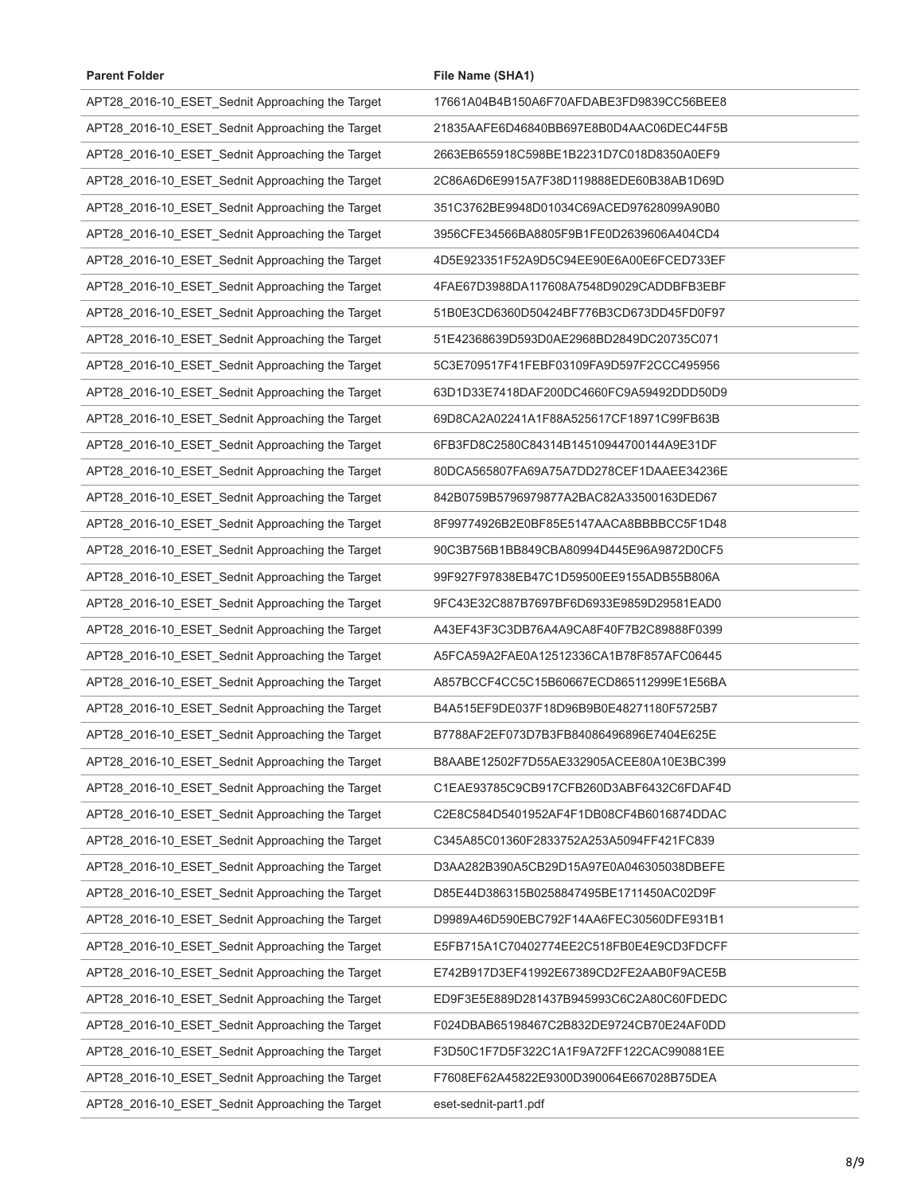| Parent Folder | File Name (SHA1) |
| --- | --- |
| APT28_2016-10_ESET_Sednit Approaching the Target | 17661A04B4B150A6F70AFDABE3FD9839CC56BEE8 |
| APT28_2016-10_ESET_Sednit Approaching the Target | 21835AAFE6D46840BB697E8B0D4AAC06DEC44F5B |
| APT28_2016-10_ESET_Sednit Approaching the Target | 2663EB655918C598BE1B2231D7C018D8350A0EF9 |
| APT28_2016-10_ESET_Sednit Approaching the Target | 2C86A6D6E9915A7F38D119888EDE60B38AB1D69D |
| APT28_2016-10_ESET_Sednit Approaching the Target | 351C3762BE9948D01034C69ACED97628099A90B0 |
| APT28_2016-10_ESET_Sednit Approaching the Target | 3956CFE34566BA8805F9B1FE0D2639606A404CD4 |
| APT28_2016-10_ESET_Sednit Approaching the Target | 4D5E923351F52A9D5C94EE90E6A00E6FCED733EF |
| APT28_2016-10_ESET_Sednit Approaching the Target | 4FAE67D3988DA117608A7548D9029CADDBFB3EBF |
| APT28_2016-10_ESET_Sednit Approaching the Target | 51B0E3CD6360D50424BF776B3CD673DD45FD0F97 |
| APT28_2016-10_ESET_Sednit Approaching the Target | 51E42368639D593D0AE2968BD2849DC20735C071 |
| APT28_2016-10_ESET_Sednit Approaching the Target | 5C3E709517F41FEBF03109FA9D597F2CCC495956 |
| APT28_2016-10_ESET_Sednit Approaching the Target | 63D1D33E7418DAF200DC4660FC9A59492DDD50D9 |
| APT28_2016-10_ESET_Sednit Approaching the Target | 69D8CA2A02241A1F88A525617CF18971C99FB63B |
| APT28_2016-10_ESET_Sednit Approaching the Target | 6FB3FD8C2580C84314B14510944700144A9E31DF |
| APT28_2016-10_ESET_Sednit Approaching the Target | 80DCA565807FA69A75A7DD278CEF1DAAEE34236E |
| APT28_2016-10_ESET_Sednit Approaching the Target | 842B0759B5796979877A2BAC82A33500163DED67 |
| APT28_2016-10_ESET_Sednit Approaching the Target | 8F99774926B2E0BF85E5147AACA8BBBBCC5F1D48 |
| APT28_2016-10_ESET_Sednit Approaching the Target | 90C3B756B1BB849CBA80994D445E96A9872D0CF5 |
| APT28_2016-10_ESET_Sednit Approaching the Target | 99F927F97838EB47C1D59500EE9155ADB55B806A |
| APT28_2016-10_ESET_Sednit Approaching the Target | 9FC43E32C887B7697BF6D6933E9859D29581EAD0 |
| APT28_2016-10_ESET_Sednit Approaching the Target | A43EF43F3C3DB76A4A9CA8F40F7B2C89888F0399 |
| APT28_2016-10_ESET_Sednit Approaching the Target | A5FCA59A2FAE0A12512336CA1B78F857AFC06445 |
| APT28_2016-10_ESET_Sednit Approaching the Target | A857BCCF4CC5C15B60667ECD865112999E1E56BA |
| APT28_2016-10_ESET_Sednit Approaching the Target | B4A515EF9DE037F18D96B9B0E48271180F5725B7 |
| APT28_2016-10_ESET_Sednit Approaching the Target | B7788AF2EF073D7B3FB84086496896E7404E625E |
| APT28_2016-10_ESET_Sednit Approaching the Target | B8AABE12502F7D55AE332905ACEE80A10E3BC399 |
| APT28_2016-10_ESET_Sednit Approaching the Target | C1EAE93785C9CB917CFB260D3ABF6432C6FDAF4D |
| APT28_2016-10_ESET_Sednit Approaching the Target | C2E8C584D5401952AF4F1DB08CF4B6016874DDAC |
| APT28_2016-10_ESET_Sednit Approaching the Target | C345A85C01360F2833752A253A5094FF421FC839 |
| APT28_2016-10_ESET_Sednit Approaching the Target | D3AA282B390A5CB29D15A97E0A046305038DBEFE |
| APT28_2016-10_ESET_Sednit Approaching the Target | D85E44D386315B0258847495BE1711450AC02D9F |
| APT28_2016-10_ESET_Sednit Approaching the Target | D9989A46D590EBC792F14AA6FEC30560DFE931B1 |
| APT28_2016-10_ESET_Sednit Approaching the Target | E5FB715A1C70402774EE2C518FB0E4E9CD3FDCFF |
| APT28_2016-10_ESET_Sednit Approaching the Target | E742B917D3EF41992E67389CD2FE2AAB0F9ACE5B |
| APT28_2016-10_ESET_Sednit Approaching the Target | ED9F3E5E889D281437B945993C6C2A80C60FDEDC |
| APT28_2016-10_ESET_Sednit Approaching the Target | F024DBAB65198467C2B832DE9724CB70E24AF0DD |
| APT28_2016-10_ESET_Sednit Approaching the Target | F3D50C1F7D5F322C1A1F9A72FF122CAC990881EE |
| APT28_2016-10_ESET_Sednit Approaching the Target | F7608EF62A45822E9300D390064E667028B75DEA |
| APT28_2016-10_ESET_Sednit Approaching the Target | eset-sednit-part1.pdf |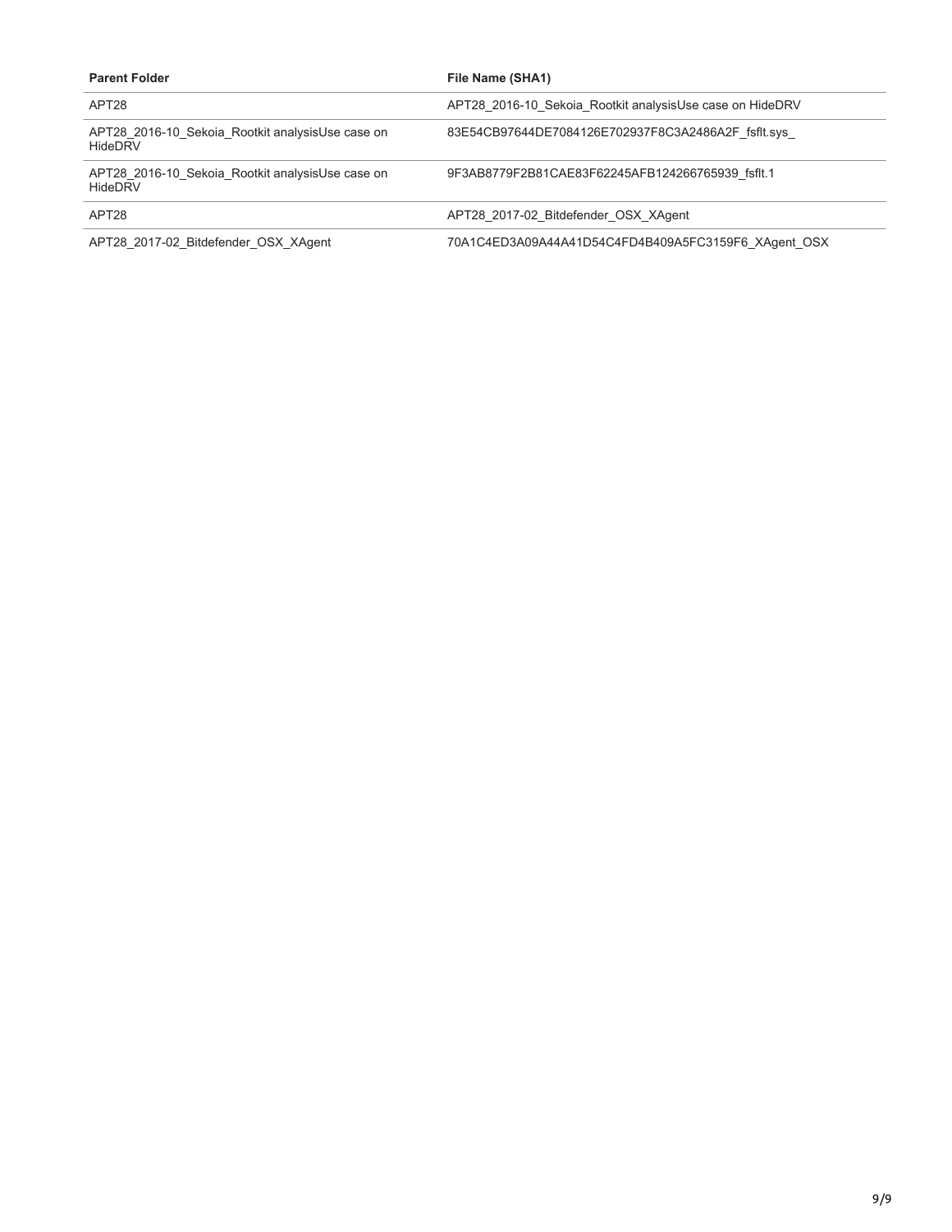| Parent Folder | File Name (SHA1) |
| --- | --- |
| APT28 | APT28_2016-10_Sekoia_Rootkit analysisUse case on HideDRV |
| APT28_2016-10_Sekoia_Rootkit analysisUse case on HideDRV | 83E54CB97644DE7084126E702937F8C3A2486A2F_fsflt.sys_ |
| APT28_2016-10_Sekoia_Rootkit analysisUse case on HideDRV | 9F3AB8779F2B81CAE83F62245AFB124266765939_fsflt.1 |
| APT28 | APT28_2017-02_Bitdefender_OSX_XAgent |
| APT28_2017-02_Bitdefender_OSX_XAgent | 70A1C4ED3A09A44A41D54C4FD4B409A5FC3159F6_XAgent_OSX |